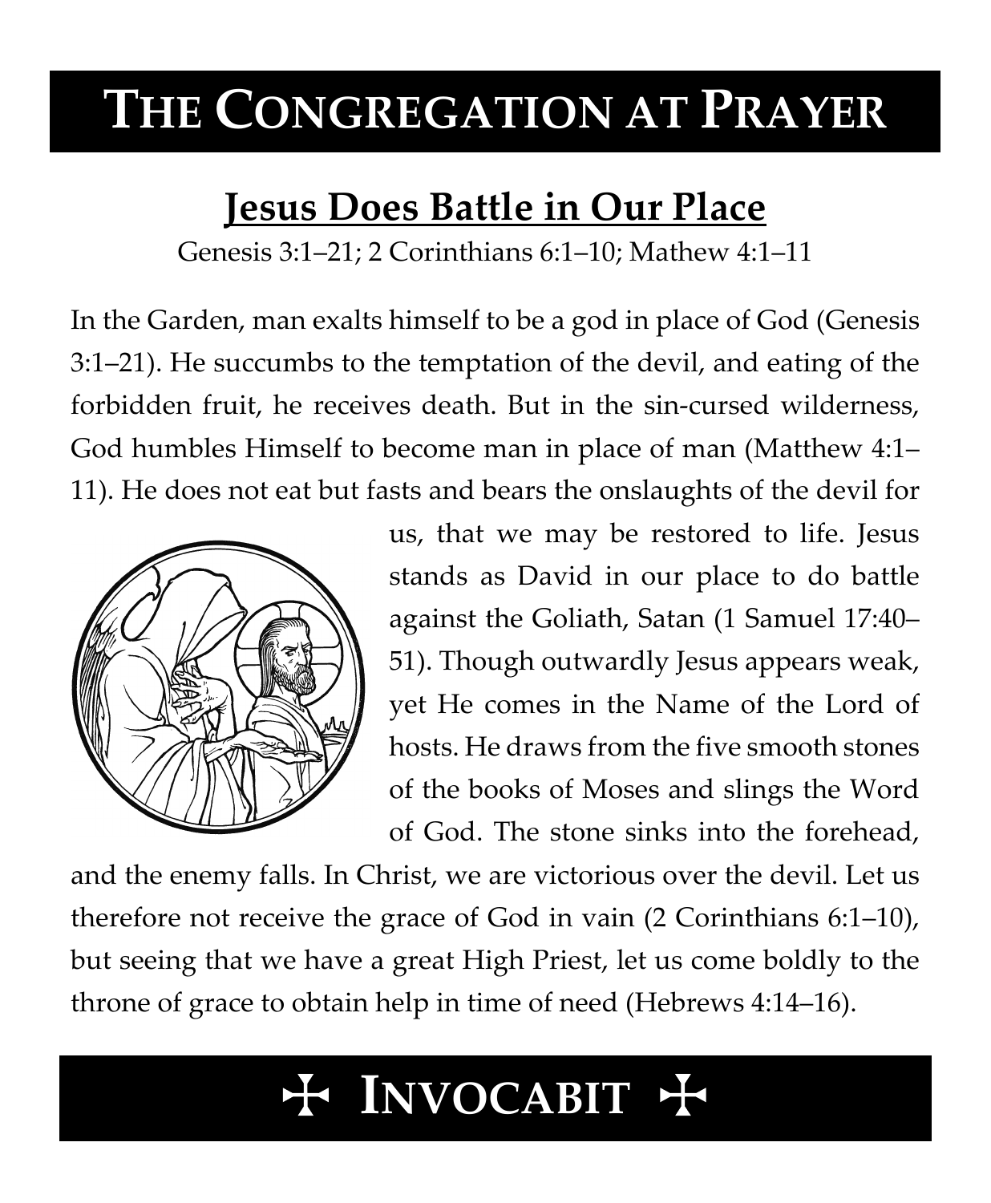# THE CONGREGATION AT PRAYER

## Jesus Does Battle in Our Place

Genesis 3:1–21; 2 Corinthians 6:1–10; Mathew 4:1–11

In the Garden, man exalts himself to be a god in place of God (Genesis 3:1–21). He succumbs to the temptation of the devil, and eating of the forbidden fruit, he receives death. But in the sin-cursed wilderness, God humbles Himself to become man in place of man (Matthew 4:1–11). He does not eat but fasts and bears the onslaughts of the devil for us, that we may be restored to life. Jesus stands as David in our place to do battle against the Goliath, Satan (1 Samuel 17:40–51). Though outwardly Jesus appears weak, yet He comes in the Name of the Lord of hosts. He draws from the five smooth stones of the books of Moses and slings the Word of God. The stone sinks into the forehead, and the enemy falls. In Christ, we are victorious over the devil. Let us therefore not receive the grace of God in vain (2 Corinthians 6:1–10), but seeing that we have a great High Priest, let us come boldly to the throne of grace to obtain help in time of need (Hebrews 4:14–16).

# ✠ INVOCABIT ✠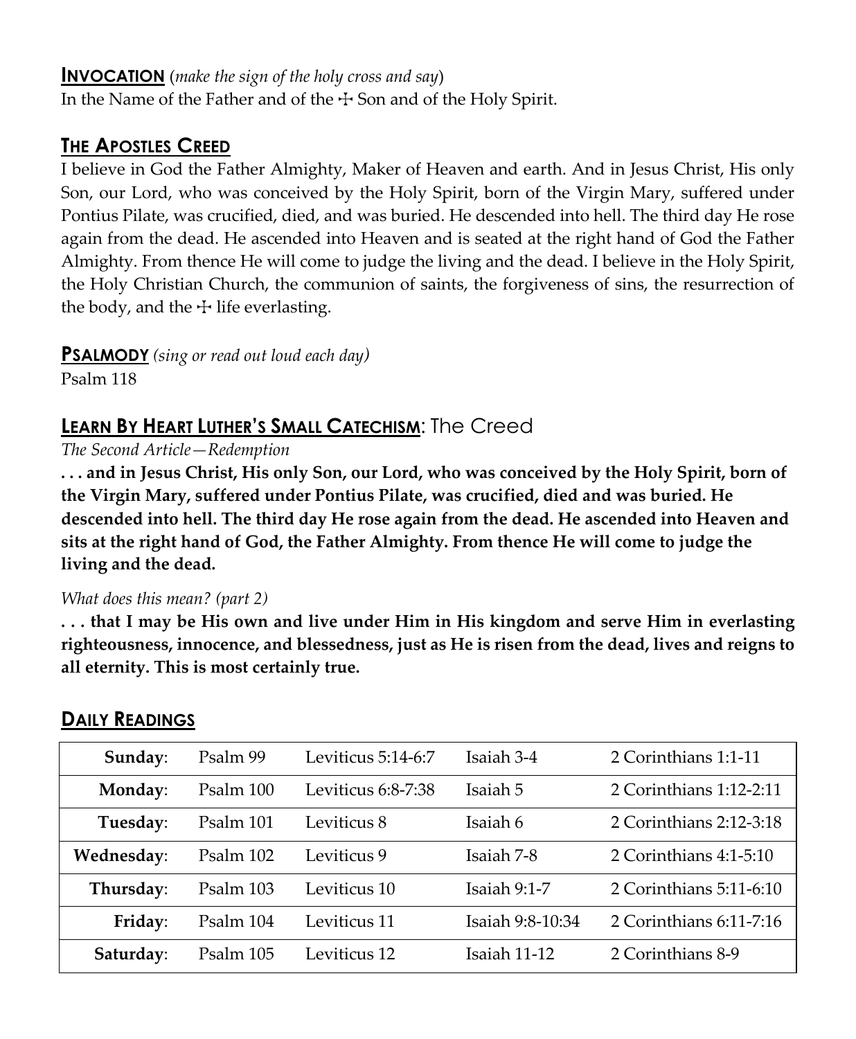## INVOCATION (*make the sign of the holy cross and say*)

In the Name of the Father and of the ☩ Son and of the Holy Spirit.

## THE APOSTLES CREED

I believe in God the Father Almighty, Maker of Heaven and earth. And in Jesus Christ, His only Son, our Lord, who was conceived by the Holy Spirit, born of the Virgin Mary, suffered under Pontius Pilate, was crucified, died, and was buried. He descended into hell. The third day He rose again from the dead. He ascended into Heaven and is seated at the right hand of God the Father Almighty. From thence He will come to judge the living and the dead. I believe in the Holy Spirit, the Holy Christian Church, the communion of saints, the forgiveness of sins, the resurrection of the body, and the ☩ life everlasting.

## PSALMODY *(sing or read out loud each day)*

Psalm 118

## LEARN BY HEART LUTHER'S SMALL CATECHISM: The Creed

*The Second Article—Redemption*

**. . . and in Jesus Christ, His only Son, our Lord, who was conceived by the Holy Spirit, born of the Virgin Mary, suffered under Pontius Pilate, was crucified, died and was buried. He descended into hell. The third day He rose again from the dead. He ascended into Heaven and sits at the right hand of God, the Father Almighty. From thence He will come to judge the living and the dead.**

*What does this mean? (part 2)*

**. . . that I may be His own and live under Him in His kingdom and serve Him in everlasting righteousness, innocence, and blessedness, just as He is risen from the dead, lives and reigns to all eternity. This is most certainly true.**

## DAILY READINGS

| | | | | |
|---|---|---|---|---|
| **Sunday**: | Psalm 99 | Leviticus 5:14-6:7 | Isaiah 3-4 | 2 Corinthians 1:1-11 |
| **Monday**: | Psalm 100 | Leviticus 6:8-7:38 | Isaiah 5 | 2 Corinthians 1:12-2:11 |
| **Tuesday**: | Psalm 101 | Leviticus 8 | Isaiah 6 | 2 Corinthians 2:12-3:18 |
| **Wednesday**: | Psalm 102 | Leviticus 9 | Isaiah 7-8 | 2 Corinthians 4:1-5:10 |
| **Thursday**: | Psalm 103 | Leviticus 10 | Isaiah 9:1-7 | 2 Corinthians 5:11-6:10 |
| **Friday**: | Psalm 104 | Leviticus 11 | Isaiah 9:8-10:34 | 2 Corinthians 6:11-7:16 |
| **Saturday**: | Psalm 105 | Leviticus 12 | Isaiah 11-12 | 2 Corinthians 8-9 |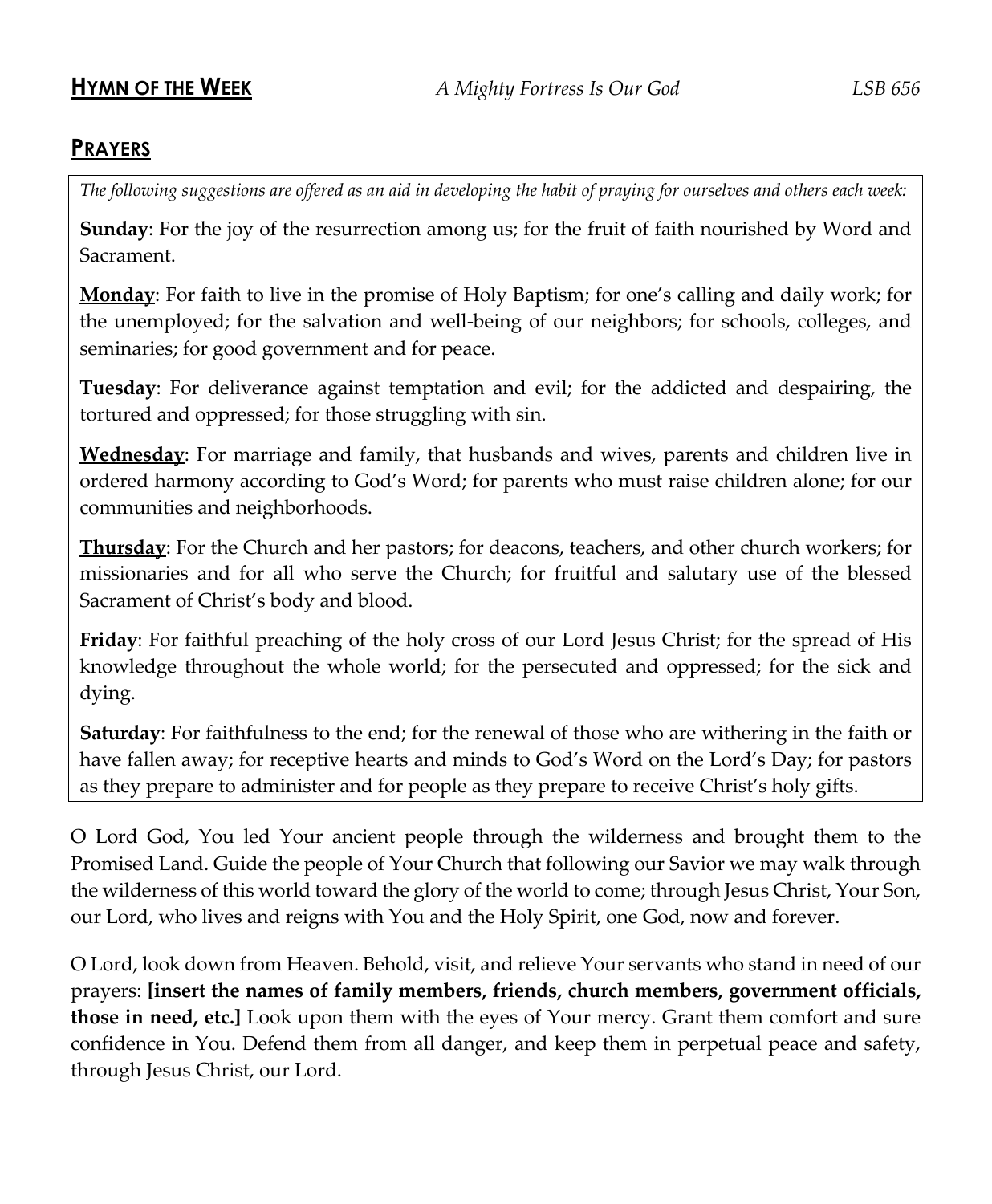## **Hymn of the Week** *A Mighty Fortress Is Our God* *LSB 656*

## **Prayers**

*The following suggestions are offered as an aid in developing the habit of praying for ourselves and others each week:*

**Sunday**: For the joy of the resurrection among us; for the fruit of faith nourished by Word and Sacrament.

**Monday**: For faith to live in the promise of Holy Baptism; for one's calling and daily work; for the unemployed; for the salvation and well-being of our neighbors; for schools, colleges, and seminaries; for good government and for peace.

**Tuesday**: For deliverance against temptation and evil; for the addicted and despairing, the tortured and oppressed; for those struggling with sin.

**Wednesday**: For marriage and family, that husbands and wives, parents and children live in ordered harmony according to God's Word; for parents who must raise children alone; for our communities and neighborhoods.

**Thursday**: For the Church and her pastors; for deacons, teachers, and other church workers; for missionaries and for all who serve the Church; for fruitful and salutary use of the blessed Sacrament of Christ's body and blood.

**Friday**: For faithful preaching of the holy cross of our Lord Jesus Christ; for the spread of His knowledge throughout the whole world; for the persecuted and oppressed; for the sick and dying.

**Saturday**: For faithfulness to the end; for the renewal of those who are withering in the faith or have fallen away; for receptive hearts and minds to God's Word on the Lord's Day; for pastors as they prepare to administer and for people as they prepare to receive Christ's holy gifts.

O Lord God, You led Your ancient people through the wilderness and brought them to the Promised Land. Guide the people of Your Church that following our Savior we may walk through the wilderness of this world toward the glory of the world to come; through Jesus Christ, Your Son, our Lord, who lives and reigns with You and the Holy Spirit, one God, now and forever.

O Lord, look down from Heaven. Behold, visit, and relieve Your servants who stand in need of our prayers: **[insert the names of family members, friends, church members, government officials, those in need, etc.]** Look upon them with the eyes of Your mercy. Grant them comfort and sure confidence in You. Defend them from all danger, and keep them in perpetual peace and safety, through Jesus Christ, our Lord.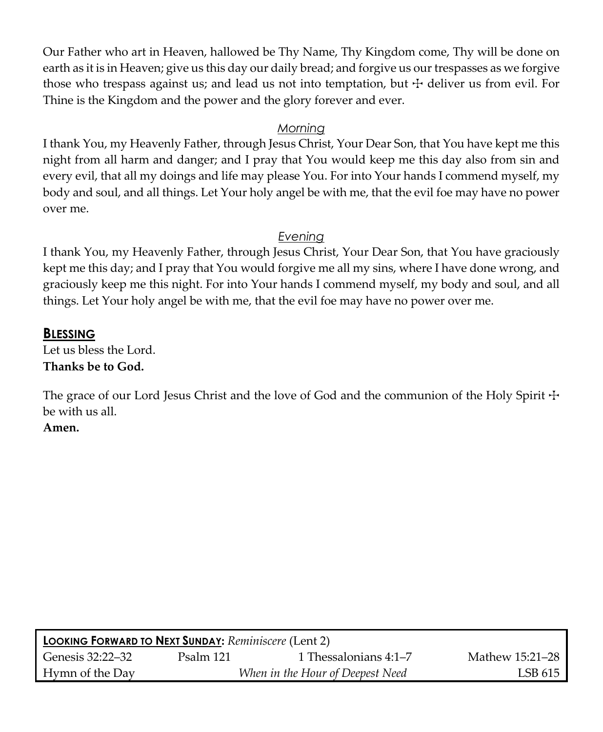Our Father who art in Heaven, hallowed be Thy Name, Thy Kingdom come, Thy will be done on earth as it is in Heaven; give us this day our daily bread; and forgive us our trespasses as we forgive those who trespass against us; and lead us not into temptation, but ☩ deliver us from evil. For Thine is the Kingdom and the power and the glory forever and ever.

*Morning*

I thank You, my Heavenly Father, through Jesus Christ, Your Dear Son, that You have kept me this night from all harm and danger; and I pray that You would keep me this day also from sin and every evil, that all my doings and life may please You. For into Your hands I commend myself, my body and soul, and all things. Let Your holy angel be with me, that the evil foe may have no power over me.

*Evening*

I thank You, my Heavenly Father, through Jesus Christ, Your Dear Son, that You have graciously kept me this day; and I pray that You would forgive me all my sins, where I have done wrong, and graciously keep me this night. For into Your hands I commend myself, my body and soul, and all things. Let Your holy angel be with me, that the evil foe may have no power over me.

## Blessing

Let us bless the Lord.
**Thanks be to God.**

The grace of our Lord Jesus Christ and the love of God and the communion of the Holy Spirit ☩ be with us all.
**Amen.**

| **Looking Forward to Next Sunday:** *Reminiscere* (Lent 2) | | | |
|---|---|---|---|
| Genesis 32:22–32 | Psalm 121 | 1 Thessalonians 4:1–7 | Mathew 15:21–28 |
| Hymn of the Day | | *When in the Hour of Deepest Need* | LSB 615 |